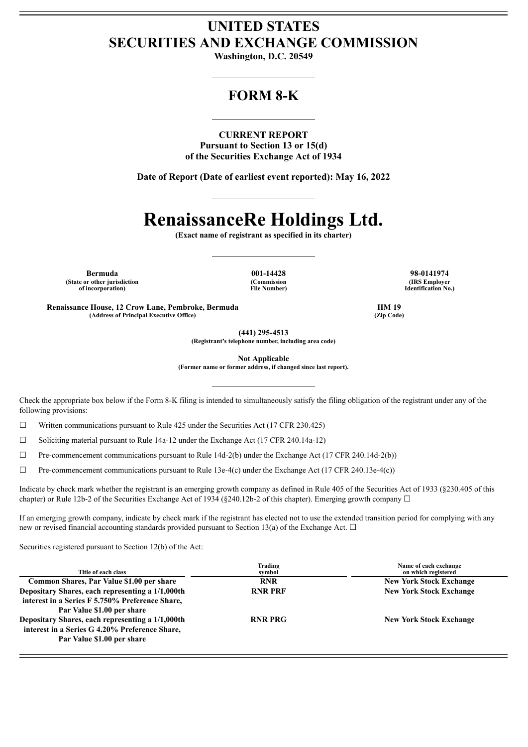# UNITED STATES
# SECURITIES AND EXCHANGE COMMISSION

**Washington, D.C. 20549**

## FORM 8-K

**CURRENT REPORT**
**Pursuant to Section 13 or 15(d)**
**of the Securities Exchange Act of 1934**

**Date of Report (Date of earliest event reported): May 16, 2022**

# RenaissanceRe Holdings Ltd.

**(Exact name of registrant as specified in its charter)**

| Bermuda | 001-14428 | 98-0141974 |
|---|---|---|
| (State or other jurisdiction of incorporation) | (Commission File Number) | (IRS Employer Identification No.) |

| Renaissance House, 12 Crow Lane, Pembroke, Bermuda | HM 19 |
|---|---|
| (Address of Principal Executive Office) | (Zip Code) |

**(441) 295-4513**
**(Registrant's telephone number, including area code)**

**Not Applicable**
**(Former name or former address, if changed since last report).**

Check the appropriate box below if the Form 8-K filing is intended to simultaneously satisfy the filing obligation of the registrant under any of the following provisions:

☐ Written communications pursuant to Rule 425 under the Securities Act (17 CFR 230.425)

☐ Soliciting material pursuant to Rule 14a-12 under the Exchange Act (17 CFR 240.14a-12)

☐ Pre-commencement communications pursuant to Rule 14d-2(b) under the Exchange Act (17 CFR 240.14d-2(b))

☐ Pre-commencement communications pursuant to Rule 13e-4(c) under the Exchange Act (17 CFR 240.13e-4(c))

Indicate by check mark whether the registrant is an emerging growth company as defined in Rule 405 of the Securities Act of 1933 (§230.405 of this chapter) or Rule 12b-2 of the Securities Exchange Act of 1934 (§240.12b-2 of this chapter). Emerging growth company ☐

If an emerging growth company, indicate by check mark if the registrant has elected not to use the extended transition period for complying with any new or revised financial accounting standards provided pursuant to Section 13(a) of the Exchange Act. ☐

Securities registered pursuant to Section 12(b) of the Act:

| Title of each class | Trading symbol | Name of each exchange on which registered |
|---|---|---|
| **Common Shares, Par Value $1.00 per share** | **RNR** | **New York Stock Exchange** |
| **Depositary Shares, each representing a 1/1,000th interest in a Series F 5.750% Preference Share, Par Value $1.00 per share** | **RNR PRF** | **New York Stock Exchange** |
| **Depositary Shares, each representing a 1/1,000th interest in a Series G 4.20% Preference Share, Par Value $1.00 per share** | **RNR PRG** | **New York Stock Exchange** |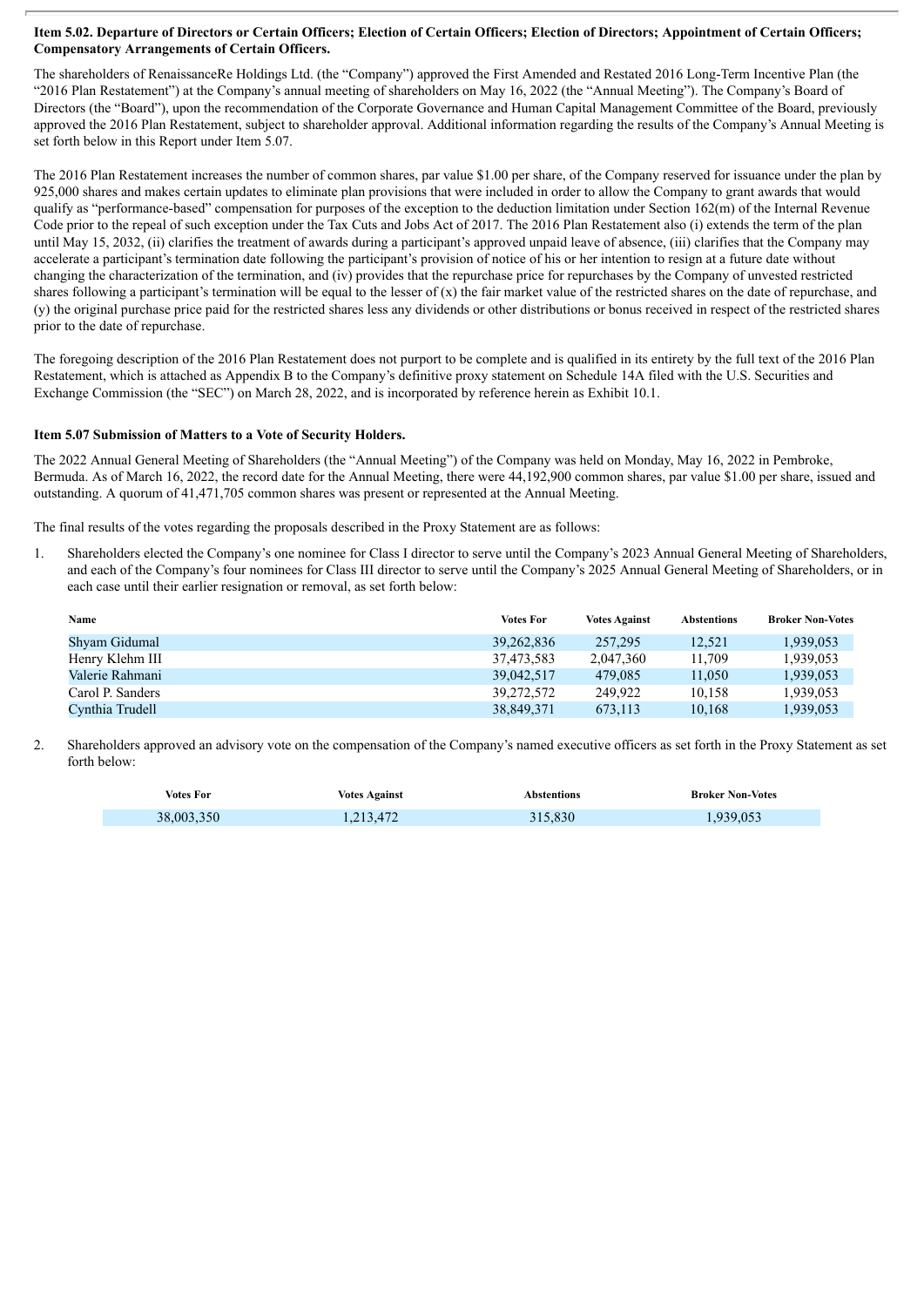### Item 5.02. Departure of Directors or Certain Officers; Election of Certain Officers; Election of Directors; Appointment of Certain Officers; Compensatory Arrangements of Certain Officers.

The shareholders of RenaissanceRe Holdings Ltd. (the "Company") approved the First Amended and Restated 2016 Long-Term Incentive Plan (the "2016 Plan Restatement") at the Company's annual meeting of shareholders on May 16, 2022 (the "Annual Meeting"). The Company's Board of Directors (the "Board"), upon the recommendation of the Corporate Governance and Human Capital Management Committee of the Board, previously approved the 2016 Plan Restatement, subject to shareholder approval. Additional information regarding the results of the Company's Annual Meeting is set forth below in this Report under Item 5.07.

The 2016 Plan Restatement increases the number of common shares, par value $1.00 per share, of the Company reserved for issuance under the plan by 925,000 shares and makes certain updates to eliminate plan provisions that were included in order to allow the Company to grant awards that would qualify as "performance-based" compensation for purposes of the exception to the deduction limitation under Section 162(m) of the Internal Revenue Code prior to the repeal of such exception under the Tax Cuts and Jobs Act of 2017. The 2016 Plan Restatement also (i) extends the term of the plan until May 15, 2032, (ii) clarifies the treatment of awards during a participant's approved unpaid leave of absence, (iii) clarifies that the Company may accelerate a participant's termination date following the participant's provision of notice of his or her intention to resign at a future date without changing the characterization of the termination, and (iv) provides that the repurchase price for repurchases by the Company of unvested restricted shares following a participant's termination will be equal to the lesser of (x) the fair market value of the restricted shares on the date of repurchase, and (y) the original purchase price paid for the restricted shares less any dividends or other distributions or bonus received in respect of the restricted shares prior to the date of repurchase.

The foregoing description of the 2016 Plan Restatement does not purport to be complete and is qualified in its entirety by the full text of the 2016 Plan Restatement, which is attached as Appendix B to the Company's definitive proxy statement on Schedule 14A filed with the U.S. Securities and Exchange Commission (the "SEC") on March 28, 2022, and is incorporated by reference herein as Exhibit 10.1.

### Item 5.07 Submission of Matters to a Vote of Security Holders.

The 2022 Annual General Meeting of Shareholders (the "Annual Meeting") of the Company was held on Monday, May 16, 2022 in Pembroke, Bermuda. As of March 16, 2022, the record date for the Annual Meeting, there were 44,192,900 common shares, par value $1.00 per share, issued and outstanding. A quorum of 41,471,705 common shares was present or represented at the Annual Meeting.

The final results of the votes regarding the proposals described in the Proxy Statement are as follows:

1. Shareholders elected the Company's one nominee for Class I director to serve until the Company's 2023 Annual General Meeting of Shareholders, and each of the Company's four nominees for Class III director to serve until the Company's 2025 Annual General Meeting of Shareholders, or in each case until their earlier resignation or removal, as set forth below:

| Name | Votes For | Votes Against | Abstentions | Broker Non-Votes |
|---|---|---|---|---|
| Shyam Gidumal | 39,262,836 | 257,295 | 12,521 | 1,939,053 |
| Henry Klehm III | 37,473,583 | 2,047,360 | 11,709 | 1,939,053 |
| Valerie Rahmani | 39,042,517 | 479,085 | 11,050 | 1,939,053 |
| Carol P. Sanders | 39,272,572 | 249,922 | 10,158 | 1,939,053 |
| Cynthia Trudell | 38,849,371 | 673,113 | 10,168 | 1,939,053 |

2. Shareholders approved an advisory vote on the compensation of the Company's named executive officers as set forth in the Proxy Statement as set forth below:

| Votes For | Votes Against | Abstentions | Broker Non-Votes |
|---|---|---|---|
| 38,003,350 | 1,213,472 | 315,830 | 1,939,053 |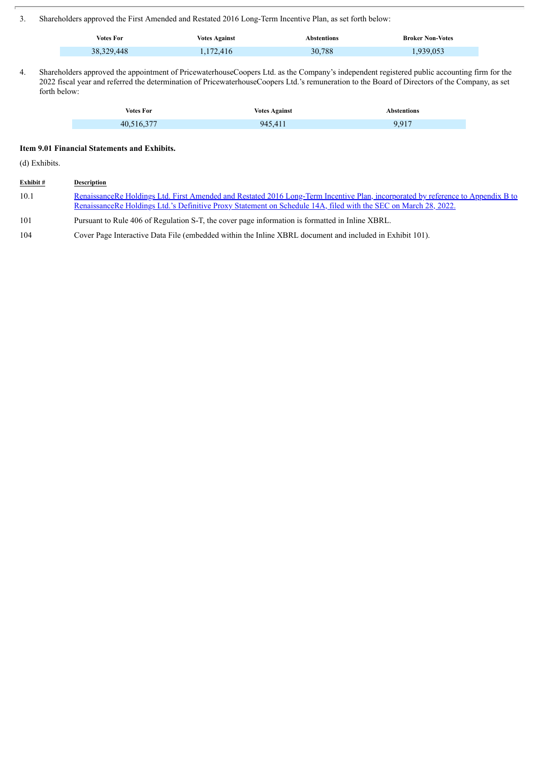3. Shareholders approved the First Amended and Restated 2016 Long-Term Incentive Plan, as set forth below:

| Votes For | Votes Against | Abstentions | Broker Non-Votes |
| --- | --- | --- | --- |
| 38,329,448 | 1,172,416 | 30,788 | 1,939,053 |

4. Shareholders approved the appointment of PricewaterhouseCoopers Ltd. as the Company's independent registered public accounting firm for the 2022 fiscal year and referred the determination of PricewaterhouseCoopers Ltd.'s remuneration to the Board of Directors of the Company, as set forth below:

| Votes For | Votes Against | Abstentions |
| --- | --- | --- |
| 40,516,377 | 945,411 | 9,917 |

**Item 9.01 Financial Statements and Exhibits.**

(d) Exhibits.

| Exhibit # | Description |
| --- | --- |
| 10.1 | RenaissanceRe Holdings Ltd. First Amended and Restated 2016 Long-Term Incentive Plan, incorporated by reference to Appendix B to RenaissanceRe Holdings Ltd.'s Definitive Proxy Statement on Schedule 14A, filed with the SEC on March 28, 2022. |
| 101 | Pursuant to Rule 406 of Regulation S-T, the cover page information is formatted in Inline XBRL. |
| 104 | Cover Page Interactive Data File (embedded within the Inline XBRL document and included in Exhibit 101). |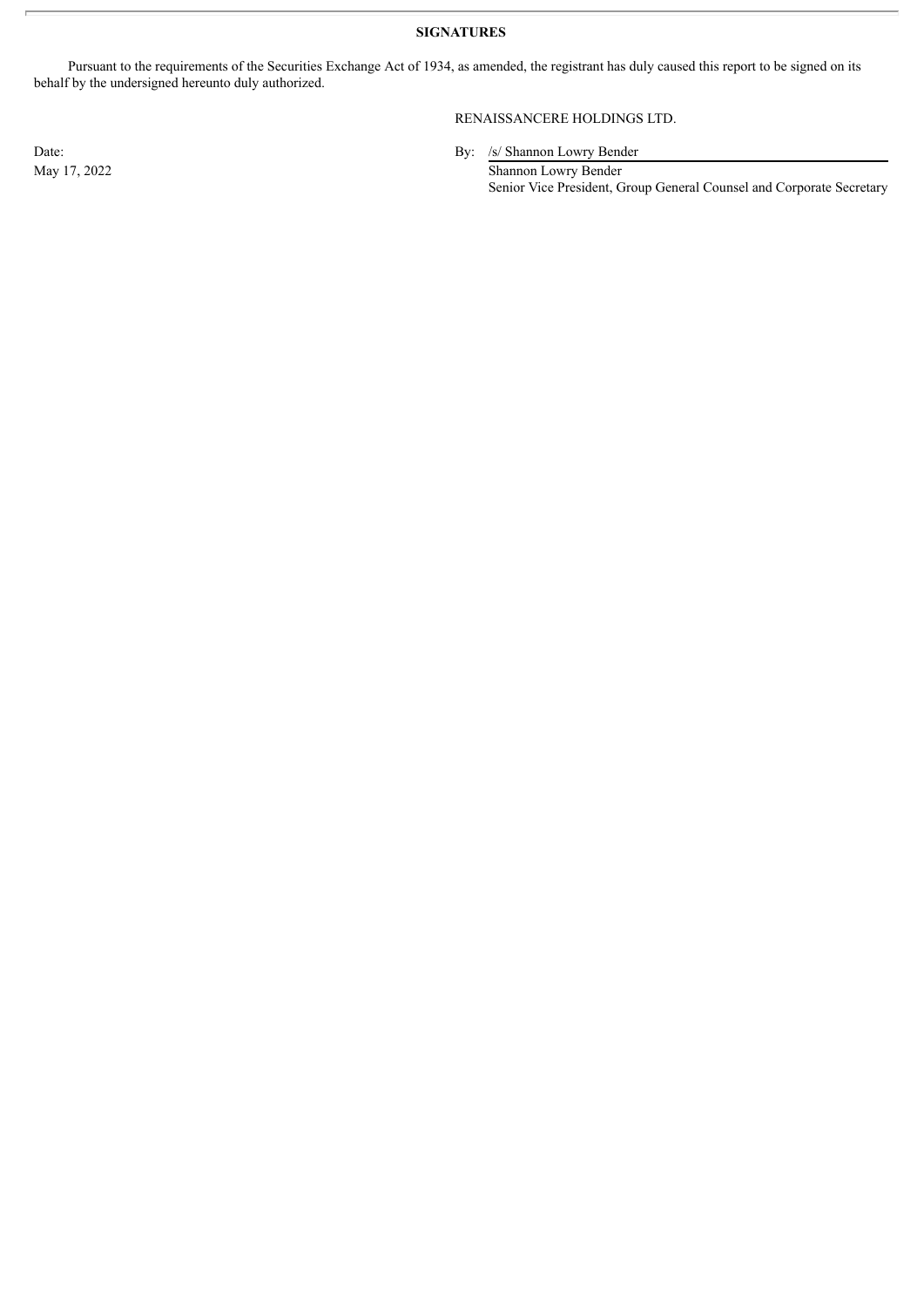**SIGNATURES**

Pursuant to the requirements of the Securities Exchange Act of 1934, as amended, the registrant has duly caused this report to be signed on its behalf by the undersigned hereunto duly authorized.

RENAISSANCERE HOLDINGS LTD.

Date: May 17, 2022

By: /s/ Shannon Lowry Bender
Shannon Lowry Bender
Senior Vice President, Group General Counsel and Corporate Secretary